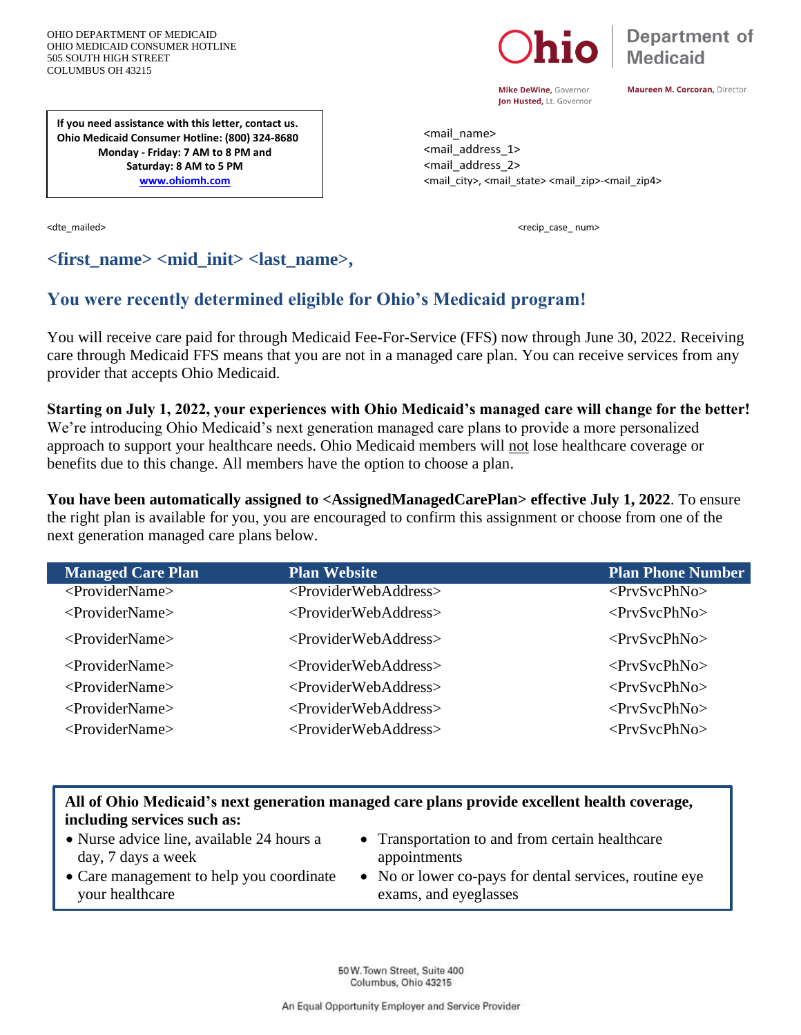OHIO DEPARTMENT OF MEDICAID
OHIO MEDICAID CONSUMER HOTLINE
505 SOUTH HIGH STREET
COLUMBUS OH 43215

Ohio | Department of Medicaid

**Mike DeWine**, Governor
**Jon Husted**, Lt. Governor

**Maureen M. Corcoran**, Director

**If you need assistance with this letter, contact us.**
**Ohio Medicaid Consumer Hotline: (800) 324-8680**
**Monday - Friday: 7 AM to 8 PM and**
**Saturday: 8 AM to 5 PM**
**www.ohiomh.com**

<mail_name>
<mail_address_1>
<mail_address_2>
<mail_city>, <mail_state> <mail_zip>-<mail_zip4>

<dte_mailed>

<recip_case_ num>

## <first_name> <mid_init> <last_name>,

## You were recently determined eligible for Ohio's Medicaid program!

You will receive care paid for through Medicaid Fee-For-Service (FFS) now through June 30, 2022. Receiving care through Medicaid FFS means that you are not in a managed care plan. You can receive services from any provider that accepts Ohio Medicaid.

**Starting on July 1, 2022, your experiences with Ohio Medicaid's managed care will change for the better!** We're introducing Ohio Medicaid's next generation managed care plans to provide a more personalized approach to support your healthcare needs. Ohio Medicaid members will not lose healthcare coverage or benefits due to this change. All members have the option to choose a plan.

**You have been automatically assigned to <AssignedManagedCarePlan> effective July 1, 2022**. To ensure the right plan is available for you, you are encouraged to confirm this assignment or choose from one of the next generation managed care plans below.

| Managed Care Plan | Plan Website | Plan Phone Number |
|---|---|---|
| <ProviderName> | <ProviderWebAddress> | <PrvSvcPhNo> |
| <ProviderName> | <ProviderWebAddress> | <PrvSvcPhNo> |
| <ProviderName> | <ProviderWebAddress> | <PrvSvcPhNo> |
| <ProviderName> | <ProviderWebAddress> | <PrvSvcPhNo> |
| <ProviderName> | <ProviderWebAddress> | <PrvSvcPhNo> |
| <ProviderName> | <ProviderWebAddress> | <PrvSvcPhNo> |
| <ProviderName> | <ProviderWebAddress> | <PrvSvcPhNo> |

**All of Ohio Medicaid's next generation managed care plans provide excellent health coverage, including services such as:**

- Nurse advice line, available 24 hours a day, 7 days a week
- Care management to help you coordinate your healthcare
- Transportation to and from certain healthcare appointments
- No or lower co-pays for dental services, routine eye exams, and eyeglasses

50 W. Town Street, Suite 400
Columbus, Ohio 43215

An Equal Opportunity Employer and Service Provider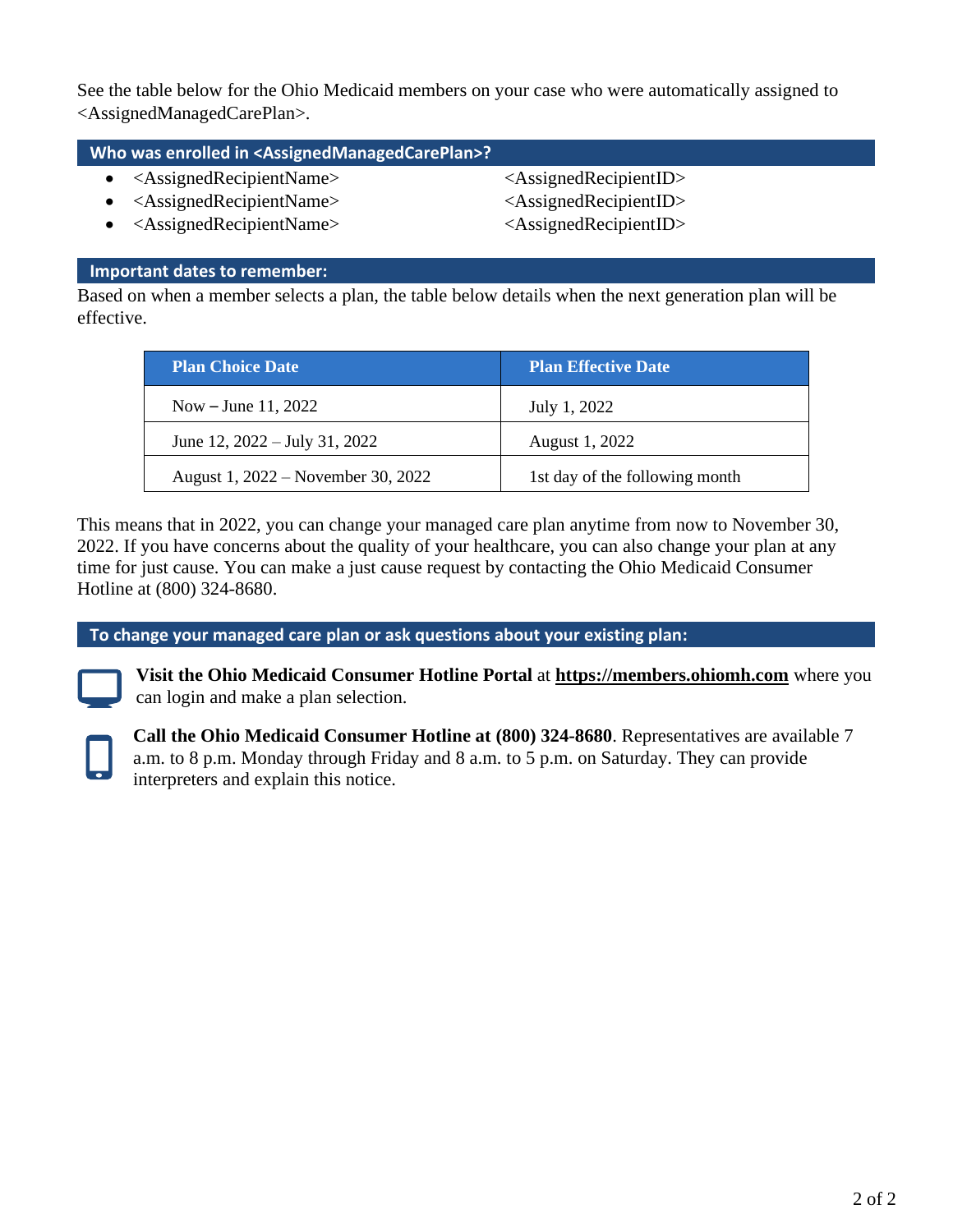See the table below for the Ohio Medicaid members on your case who were automatically assigned to <AssignedManagedCarePlan>.

## Who was enrolled in <AssignedManagedCarePlan>?

- <AssignedRecipientName> <AssignedRecipientID>
- <AssignedRecipientName> <AssignedRecipientID>
- <AssignedRecipientName> <AssignedRecipientID>

## Important dates to remember:

Based on when a member selects a plan, the table below details when the next generation plan will be effective.

| Plan Choice Date | Plan Effective Date |
|---|---|
| Now – June 11, 2022 | July 1, 2022 |
| June 12, 2022 – July 31, 2022 | August 1, 2022 |
| August 1, 2022 – November 30, 2022 | 1st day of the following month |

This means that in 2022, you can change your managed care plan anytime from now to November 30, 2022. If you have concerns about the quality of your healthcare, you can also change your plan at any time for just cause. You can make a just cause request by contacting the Ohio Medicaid Consumer Hotline at (800) 324-8680.

## To change your managed care plan or ask questions about your existing plan:

**Visit the Ohio Medicaid Consumer Hotline Portal** at **https://members.ohiomh.com** where you can login and make a plan selection.

**Call the Ohio Medicaid Consumer Hotline at (800) 324-8680**. Representatives are available 7 a.m. to 8 p.m. Monday through Friday and 8 a.m. to 5 p.m. on Saturday. They can provide interpreters and explain this notice.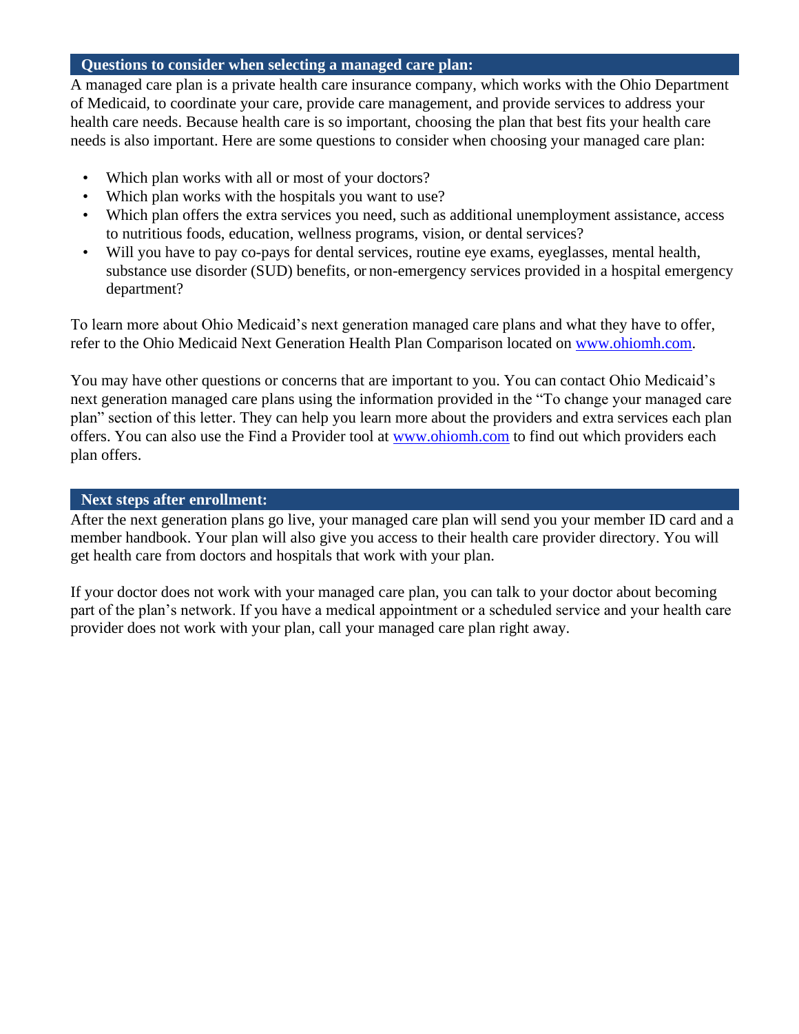## Questions to consider when selecting a managed care plan:

A managed care plan is a private health care insurance company, which works with the Ohio Department of Medicaid, to coordinate your care, provide care management, and provide services to address your health care needs. Because health care is so important, choosing the plan that best fits your health care needs is also important. Here are some questions to consider when choosing your managed care plan:

- Which plan works with all or most of your doctors?
- Which plan works with the hospitals you want to use?
- Which plan offers the extra services you need, such as additional unemployment assistance, access to nutritious foods, education, wellness programs, vision, or dental services?
- Will you have to pay co-pays for dental services, routine eye exams, eyeglasses, mental health, substance use disorder (SUD) benefits, or non-emergency services provided in a hospital emergency department?

To learn more about Ohio Medicaid's next generation managed care plans and what they have to offer, refer to the Ohio Medicaid Next Generation Health Plan Comparison located on [www.ohiomh.com](http://www.ohiomh.com).

You may have other questions or concerns that are important to you. You can contact Ohio Medicaid's next generation managed care plans using the information provided in the "To change your managed care plan" section of this letter. They can help you learn more about the providers and extra services each plan offers. You can also use the Find a Provider tool at [www.ohiomh.com](http://www.ohiomh.com) to find out which providers each plan offers.

## Next steps after enrollment:

After the next generation plans go live, your managed care plan will send you your member ID card and a member handbook. Your plan will also give you access to their health care provider directory. You will get health care from doctors and hospitals that work with your plan.

If your doctor does not work with your managed care plan, you can talk to your doctor about becoming part of the plan's network. If you have a medical appointment or a scheduled service and your health care provider does not work with your plan, call your managed care plan right away.